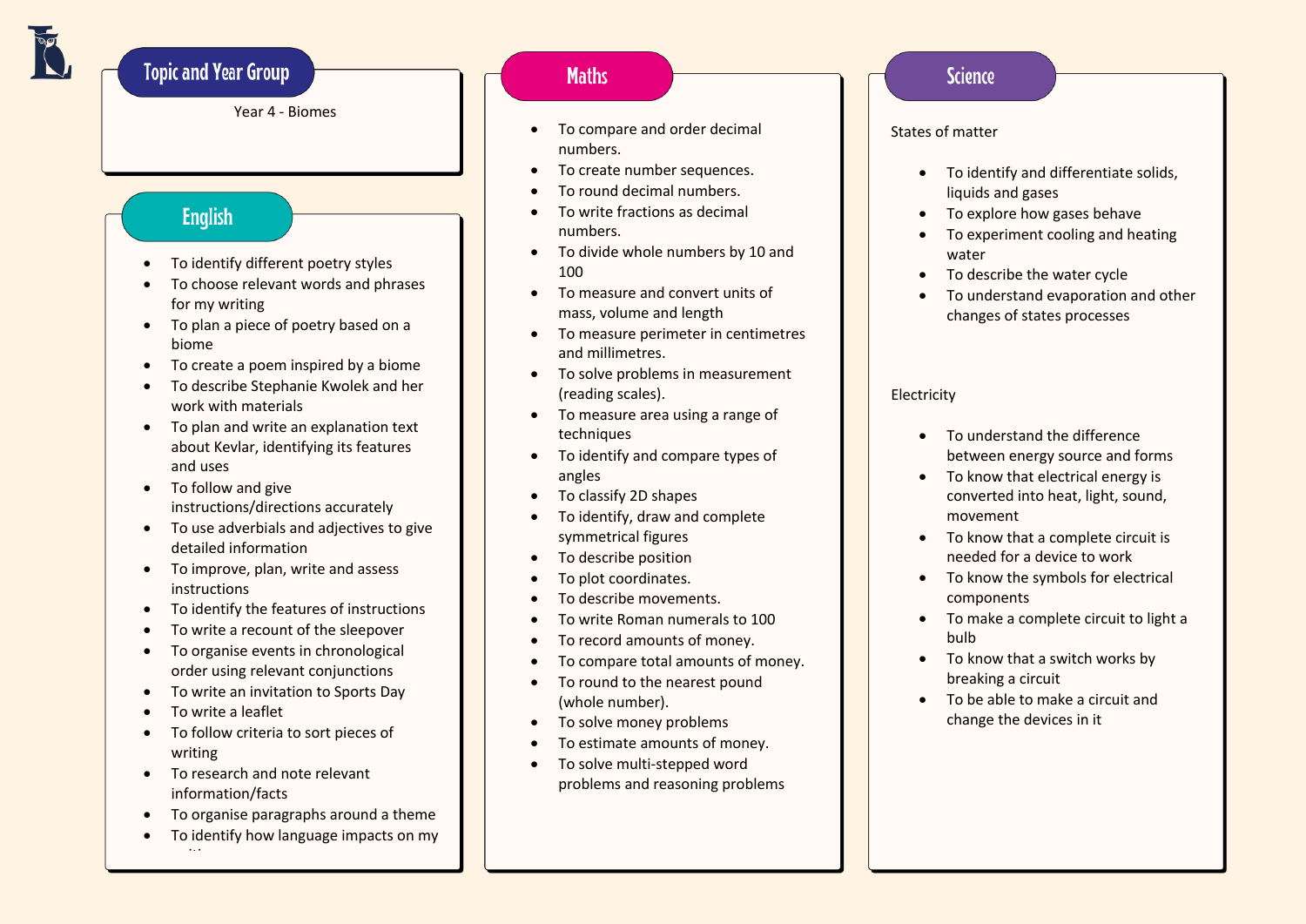## Topic and Year Group

Year 4 - Biomes

## English

- To identify different poetry styles
- To choose relevant words and phrases for my writing
- To plan a piece of poetry based on a biome
- To create a poem inspired by a biome
- To describe Stephanie Kwolek and her work with materials
- To plan and write an explanation text about Kevlar, identifying its features and uses
- To follow and give instructions/directions accurately
- To use adverbials and adjectives to give detailed information
- To improve, plan, write and assess instructions
- To identify the features of instructions
- To write a recount of the sleepover
- To organise events in chronological order using relevant conjunctions
- To write an invitation to Sports Day
- To write a leaflet
- To follow criteria to sort pieces of writing
- To research and note relevant information/facts
- To organise paragraphs around a theme
- To identify how language impacts on my writing

## Maths

- To compare and order decimal numbers.
- To create number sequences.
- To round decimal numbers.
- To write fractions as decimal numbers.
- To divide whole numbers by 10 and 100
- To measure and convert units of mass, volume and length
- To measure perimeter in centimetres and millimetres.
- To solve problems in measurement (reading scales).
- To measure area using a range of techniques
- To identify and compare types of angles
- To classify 2D shapes
- To identify, draw and complete symmetrical figures
- To describe position
- To plot coordinates.
- To describe movements.
- To write Roman numerals to 100
- To record amounts of money.
- To compare total amounts of money.
- To round to the nearest pound (whole number).
- To solve money problems
- To estimate amounts of money.
- To solve multi-stepped word problems and reasoning problems

## Science

States of matter

- To identify and differentiate solids, liquids and gases
- To explore how gases behave
- To experiment cooling and heating water
- To describe the water cycle
- To understand evaporation and other changes of states processes

Electricity

- To understand the difference between energy source and forms
- To know that electrical energy is converted into heat, light, sound, movement
- To know that a complete circuit is needed for a device to work
- To know the symbols for electrical components
- To make a complete circuit to light a bulb
- To know that a switch works by breaking a circuit
- To be able to make a circuit and change the devices in it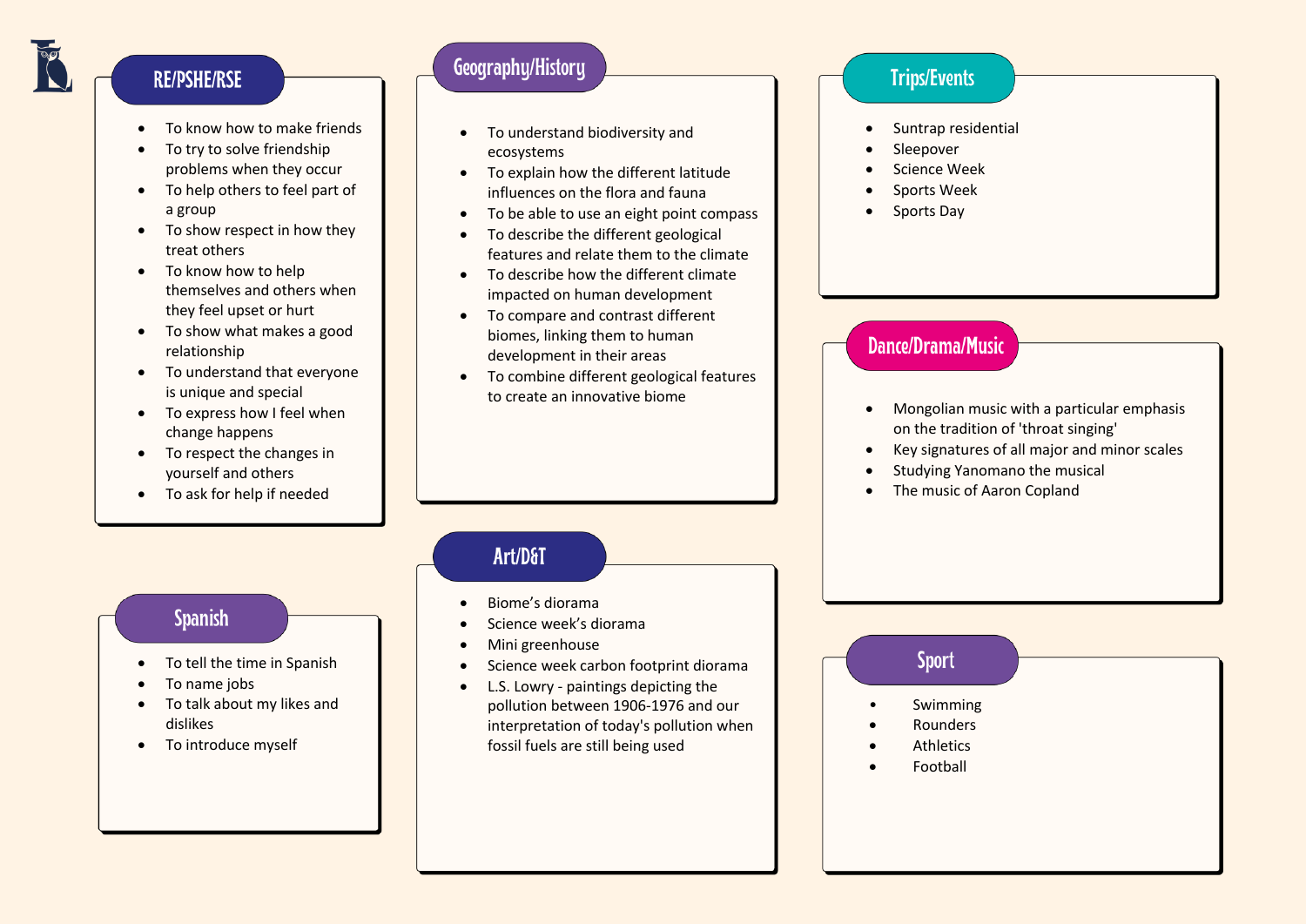## RE/PSHE/RSE

- To know how to make friends
- To try to solve friendship problems when they occur
- To help others to feel part of a group
- To show respect in how they treat others
- To know how to help themselves and others when they feel upset or hurt
- To show what makes a good relationship
- To understand that everyone is unique and special
- To express how I feel when change happens
- To respect the changes in yourself and others
- To ask for help if needed

## Spanish

- To tell the time in Spanish
- To name jobs
- To talk about my likes and dislikes
- To introduce myself

## Geography/History

- To understand biodiversity and ecosystems
- To explain how the different latitude influences on the flora and fauna
- To be able to use an eight point compass
- To describe the different geological features and relate them to the climate
- To describe how the different climate impacted on human development
- To compare and contrast different biomes, linking them to human development in their areas
- To combine different geological features to create an innovative biome

## Art/D&T

- Biome's diorama
- Science week's diorama
- Mini greenhouse
- Science week carbon footprint diorama
- L.S. Lowry - paintings depicting the pollution between 1906-1976 and our interpretation of today's pollution when fossil fuels are still being used

## Trips/Events

- Suntrap residential
- Sleepover
- Science Week
- Sports Week
- Sports Day

## Dance/Drama/Music

- Mongolian music with a particular emphasis on the tradition of 'throat singing'
- Key signatures of all major and minor scales
- Studying Yanomano the musical
- The music of Aaron Copland

## Sport

- Swimming
- Rounders
- Athletics
- Football